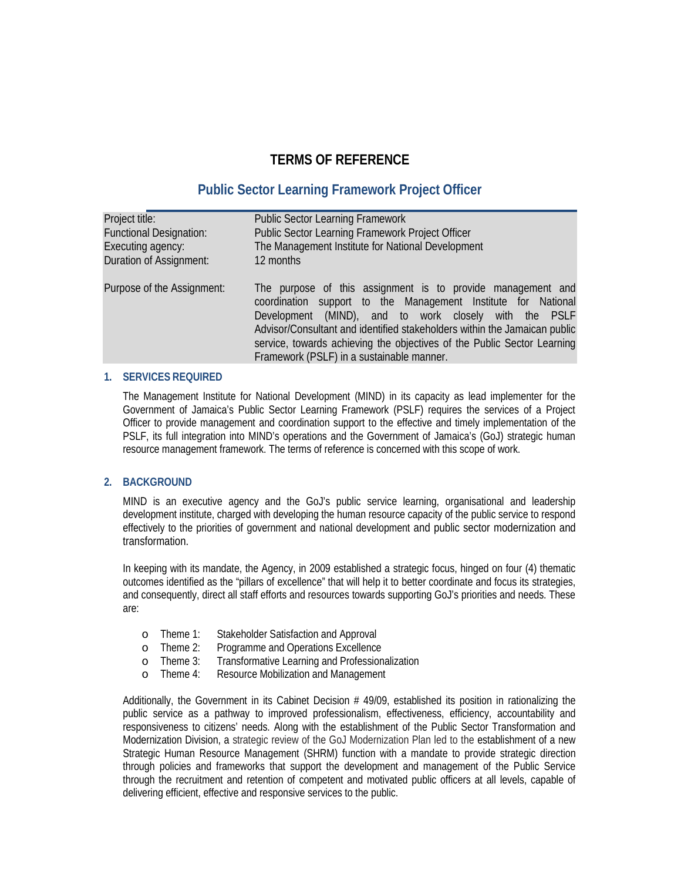# TERMS OF REFERENCE

## Public Sector Learning Framework Project Officer

| | |
|---|---|
| Project title: | Public Sector Learning Framework |
| Functional Designation: | Public Sector Learning Framework Project Officer |
| Executing agency: | The Management Institute for National Development |
| Duration of Assignment: | 12 months |
| Purpose of the Assignment: | The purpose of this assignment is to provide management and coordination support to the Management Institute for National Development (MIND), and to work closely with the PSLF Advisor/Consultant and identified stakeholders within the Jamaican public service, towards achieving the objectives of the Public Sector Learning Framework (PSLF) in a sustainable manner. |

### 1. SERVICES REQUIRED

The Management Institute for National Development (MIND) in its capacity as lead implementer for the Government of Jamaica's Public Sector Learning Framework (PSLF) requires the services of a Project Officer to provide management and coordination support to the effective and timely implementation of the PSLF, its full integration into MIND's operations and the Government of Jamaica's (GoJ) strategic human resource management framework. The terms of reference is concerned with this scope of work.

### 2. BACKGROUND

MIND is an executive agency and the GoJ's public service learning, organisational and leadership development institute, charged with developing the human resource capacity of the public service to respond effectively to the priorities of government and national development and public sector modernization and transformation.

In keeping with its mandate, the Agency, in 2009 established a strategic focus, hinged on four (4) thematic outcomes identified as the "pillars of excellence" that will help it to better coordinate and focus its strategies, and consequently, direct all staff efforts and resources towards supporting GoJ's priorities and needs. These are:

- Theme 1: Stakeholder Satisfaction and Approval
- Theme 2: Programme and Operations Excellence
- Theme 3: Transformative Learning and Professionalization
- Theme 4: Resource Mobilization and Management

Additionally, the Government in its Cabinet Decision # 49/09, established its position in rationalizing the public service as a pathway to improved professionalism, effectiveness, efficiency, accountability and responsiveness to citizens' needs. Along with the establishment of the Public Sector Transformation and Modernization Division, a strategic review of the GoJ Modernization Plan led to the establishment of a new Strategic Human Resource Management (SHRM) function with a mandate to provide strategic direction through policies and frameworks that support the development and management of the Public Service through the recruitment and retention of competent and motivated public officers at all levels, capable of delivering efficient, effective and responsive services to the public.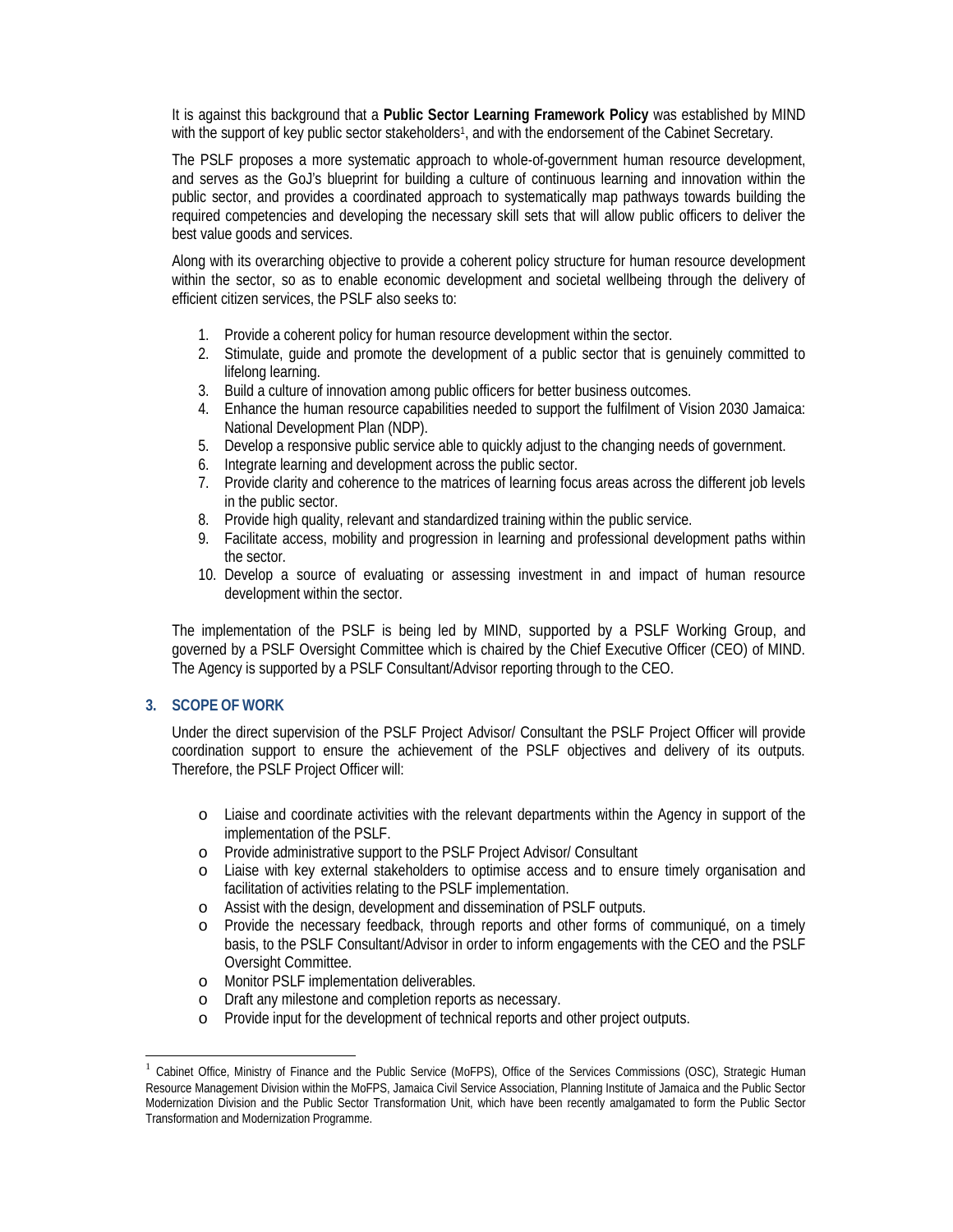It is against this background that a **Public Sector Learning Framework Policy** was established by MIND with the support of key public sector stakeholders[1], and with the endorsement of the Cabinet Secretary.

The PSLF proposes a more systematic approach to whole-of-government human resource development, and serves as the GoJ's blueprint for building a culture of continuous learning and innovation within the public sector, and provides a coordinated approach to systematically map pathways towards building the required competencies and developing the necessary skill sets that will allow public officers to deliver the best value goods and services.

Along with its overarching objective to provide a coherent policy structure for human resource development within the sector, so as to enable economic development and societal wellbeing through the delivery of efficient citizen services, the PSLF also seeks to:

1. Provide a coherent policy for human resource development within the sector.
2. Stimulate, guide and promote the development of a public sector that is genuinely committed to lifelong learning.
3. Build a culture of innovation among public officers for better business outcomes.
4. Enhance the human resource capabilities needed to support the fulfilment of Vision 2030 Jamaica: National Development Plan (NDP).
5. Develop a responsive public service able to quickly adjust to the changing needs of government.
6. Integrate learning and development across the public sector.
7. Provide clarity and coherence to the matrices of learning focus areas across the different job levels in the public sector.
8. Provide high quality, relevant and standardized training within the public service.
9. Facilitate access, mobility and progression in learning and professional development paths within the sector.
10. Develop a source of evaluating or assessing investment in and impact of human resource development within the sector.

The implementation of the PSLF is being led by MIND, supported by a PSLF Working Group, and governed by a PSLF Oversight Committee which is chaired by the Chief Executive Officer (CEO) of MIND. The Agency is supported by a PSLF Consultant/Advisor reporting through to the CEO.

## 3. SCOPE OF WORK

Under the direct supervision of the PSLF Project Advisor/ Consultant the PSLF Project Officer will provide coordination support to ensure the achievement of the PSLF objectives and delivery of its outputs. Therefore, the PSLF Project Officer will:

- Liaise and coordinate activities with the relevant departments within the Agency in support of the implementation of the PSLF.
- Provide administrative support to the PSLF Project Advisor/ Consultant
- Liaise with key external stakeholders to optimise access and to ensure timely organisation and facilitation of activities relating to the PSLF implementation.
- Assist with the design, development and dissemination of PSLF outputs.
- Provide the necessary feedback, through reports and other forms of communiqué, on a timely basis, to the PSLF Consultant/Advisor in order to inform engagements with the CEO and the PSLF Oversight Committee.
- Monitor PSLF implementation deliverables.
- Draft any milestone and completion reports as necessary.
- Provide input for the development of technical reports and other project outputs.

[1] Cabinet Office, Ministry of Finance and the Public Service (MoFPS), Office of the Services Commissions (OSC), Strategic Human Resource Management Division within the MoFPS, Jamaica Civil Service Association, Planning Institute of Jamaica and the Public Sector Modernization Division and the Public Sector Transformation Unit, which have been recently amalgamated to form the Public Sector Transformation and Modernization Programme.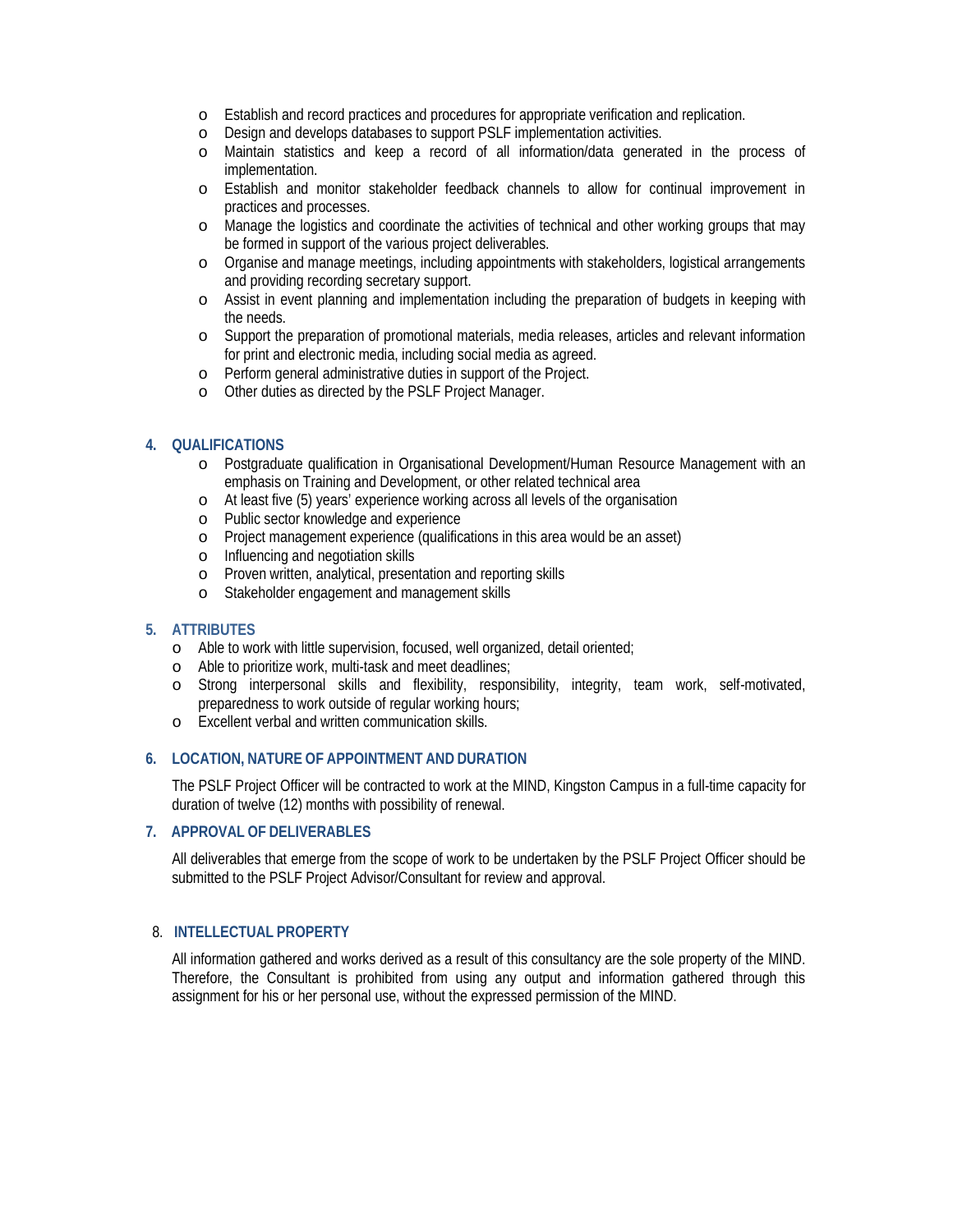- Establish and record practices and procedures for appropriate verification and replication.
- Design and develops databases to support PSLF implementation activities.
- Maintain statistics and keep a record of all information/data generated in the process of implementation.
- Establish and monitor stakeholder feedback channels to allow for continual improvement in practices and processes.
- Manage the logistics and coordinate the activities of technical and other working groups that may be formed in support of the various project deliverables.
- Organise and manage meetings, including appointments with stakeholders, logistical arrangements and providing recording secretary support.
- Assist in event planning and implementation including the preparation of budgets in keeping with the needs.
- Support the preparation of promotional materials, media releases, articles and relevant information for print and electronic media, including social media as agreed.
- Perform general administrative duties in support of the Project.
- Other duties as directed by the PSLF Project Manager.

## 4. QUALIFICATIONS

- Postgraduate qualification in Organisational Development/Human Resource Management with an emphasis on Training and Development, or other related technical area
- At least five (5) years' experience working across all levels of the organisation
- Public sector knowledge and experience
- Project management experience (qualifications in this area would be an asset)
- Influencing and negotiation skills
- Proven written, analytical, presentation and reporting skills
- Stakeholder engagement and management skills

## 5. ATTRIBUTES

- Able to work with little supervision, focused, well organized, detail oriented;
- Able to prioritize work, multi-task and meet deadlines;
- Strong interpersonal skills and flexibility, responsibility, integrity, team work, self-motivated, preparedness to work outside of regular working hours;
- Excellent verbal and written communication skills.

## 6. LOCATION, NATURE OF APPOINTMENT AND DURATION

The PSLF Project Officer will be contracted to work at the MIND, Kingston Campus in a full-time capacity for duration of twelve (12) months with possibility of renewal.

## 7. APPROVAL OF DELIVERABLES

All deliverables that emerge from the scope of work to be undertaken by the PSLF Project Officer should be submitted to the PSLF Project Advisor/Consultant for review and approval.

## 8. INTELLECTUAL PROPERTY

All information gathered and works derived as a result of this consultancy are the sole property of the MIND. Therefore, the Consultant is prohibited from using any output and information gathered through this assignment for his or her personal use, without the expressed permission of the MIND.